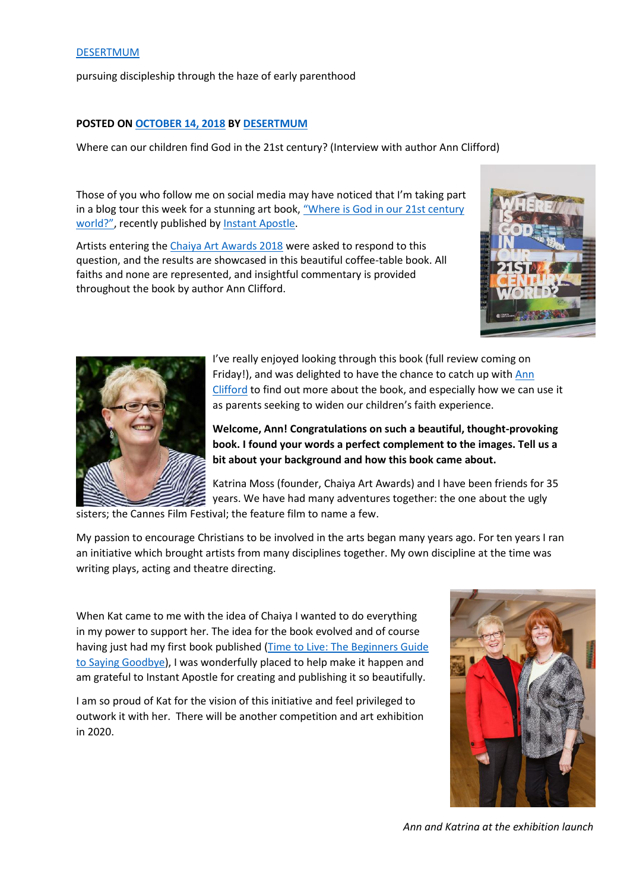[DESERTMUM](#)

pursuing discipleship through the haze of early parenthood

**POSTED ON [OCTOBER 14, 2018](#) BY [DESERTMUM](#)**

Where can our children find God in the 21st century? (Interview with author Ann Clifford)

Those of you who follow me on social media may have noticed that I'm taking part in a blog tour this week for a stunning art book, ["Where is God in our 21st century world?"](#), recently published by [Instant Apostle](#).

Artists entering the [Chaiya Art Awards 2018](#) were asked to respond to this question, and the results are showcased in this beautiful coffee-table book. All faiths and none are represented, and insightful commentary is provided throughout the book by author Ann Clifford.

I've really enjoyed looking through this book (full review coming on Friday!), and was delighted to have the chance to catch up with [Ann Clifford](#) to find out more about the book, and especially how we can use it as parents seeking to widen our children's faith experience.

**Welcome, Ann! Congratulations on such a beautiful, thought-provoking book. I found your words a perfect complement to the images. Tell us a bit about your background and how this book came about.**

Katrina Moss (founder, Chaiya Art Awards) and I have been friends for 35 years. We have had many adventures together: the one about the ugly sisters; the Cannes Film Festival; the feature film to name a few.

My passion to encourage Christians to be involved in the arts began many years ago. For ten years I ran an initiative which brought artists from many disciplines together. My own discipline at the time was writing plays, acting and theatre directing.

When Kat came to me with the idea of Chaiya I wanted to do everything in my power to support her. The idea for the book evolved and of course having just had my first book published ([Time to Live: The Beginners Guide to Saying Goodbye](#)), I was wonderfully placed to help make it happen and am grateful to Instant Apostle for creating and publishing it so beautifully.

I am so proud of Kat for the vision of this initiative and feel privileged to outwork it with her. There will be another competition and art exhibition in 2020.

*Ann and Katrina at the exhibition launch*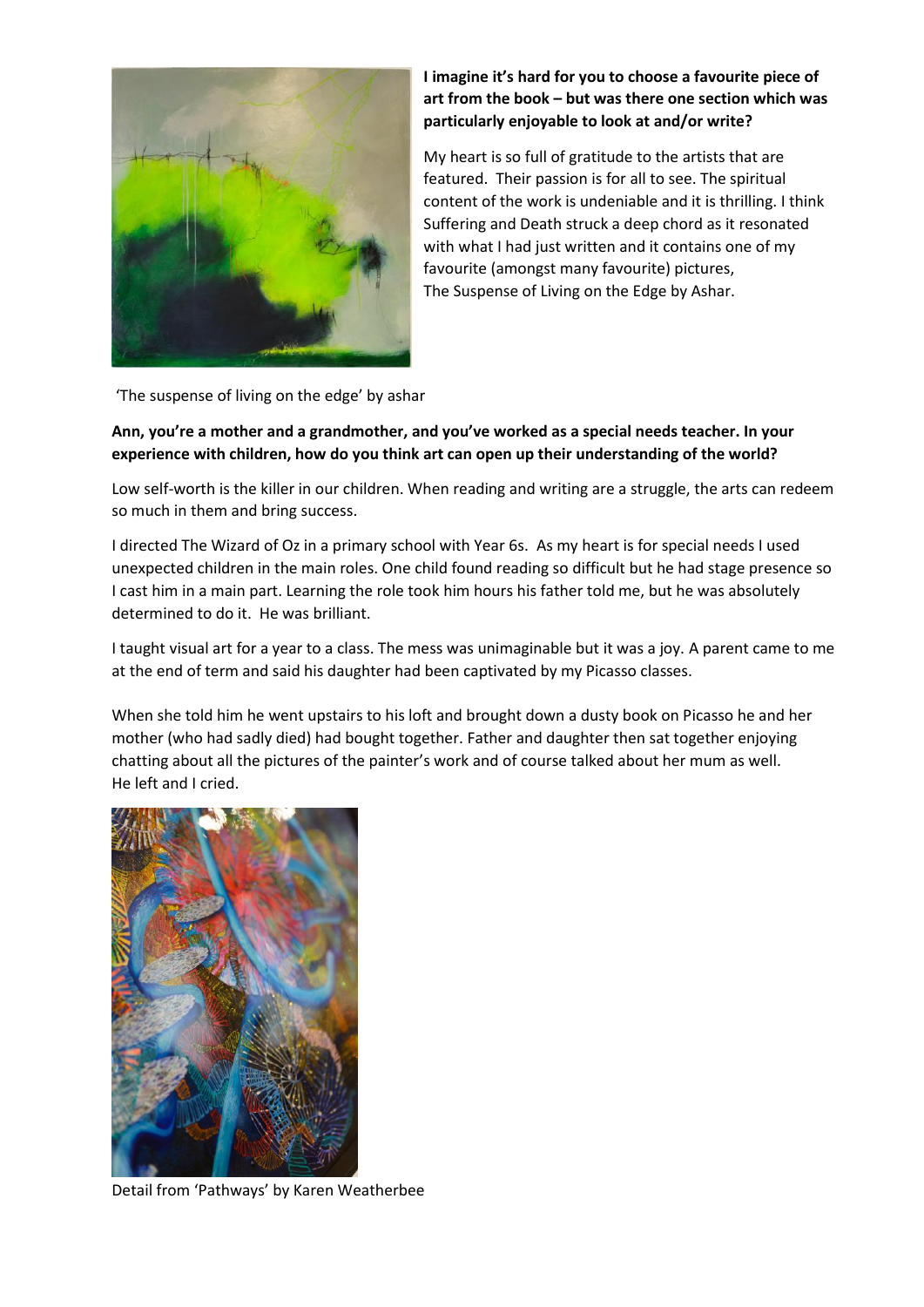**I imagine it's hard for you to choose a favourite piece of art from the book – but was there one section which was particularly enjoyable to look at and/or write?**

My heart is so full of gratitude to the artists that are featured. Their passion is for all to see. The spiritual content of the work is undeniable and it is thrilling. I think Suffering and Death struck a deep chord as it resonated with what I had just written and it contains one of my favourite (amongst many favourite) pictures, The Suspense of Living on the Edge by Ashar.

'The suspense of living on the edge' by ashar

**Ann, you're a mother and a grandmother, and you've worked as a special needs teacher. In your experience with children, how do you think art can open up their understanding of the world?**

Low self-worth is the killer in our children. When reading and writing are a struggle, the arts can redeem so much in them and bring success.

I directed The Wizard of Oz in a primary school with Year 6s. As my heart is for special needs I used unexpected children in the main roles. One child found reading so difficult but he had stage presence so I cast him in a main part. Learning the role took him hours his father told me, but he was absolutely determined to do it. He was brilliant.

I taught visual art for a year to a class. The mess was unimaginable but it was a joy. A parent came to me at the end of term and said his daughter had been captivated by my Picasso classes.

When she told him he went upstairs to his loft and brought down a dusty book on Picasso he and her mother (who had sadly died) had bought together. Father and daughter then sat together enjoying chatting about all the pictures of the painter's work and of course talked about her mum as well. He left and I cried.

Detail from 'Pathways' by Karen Weatherbee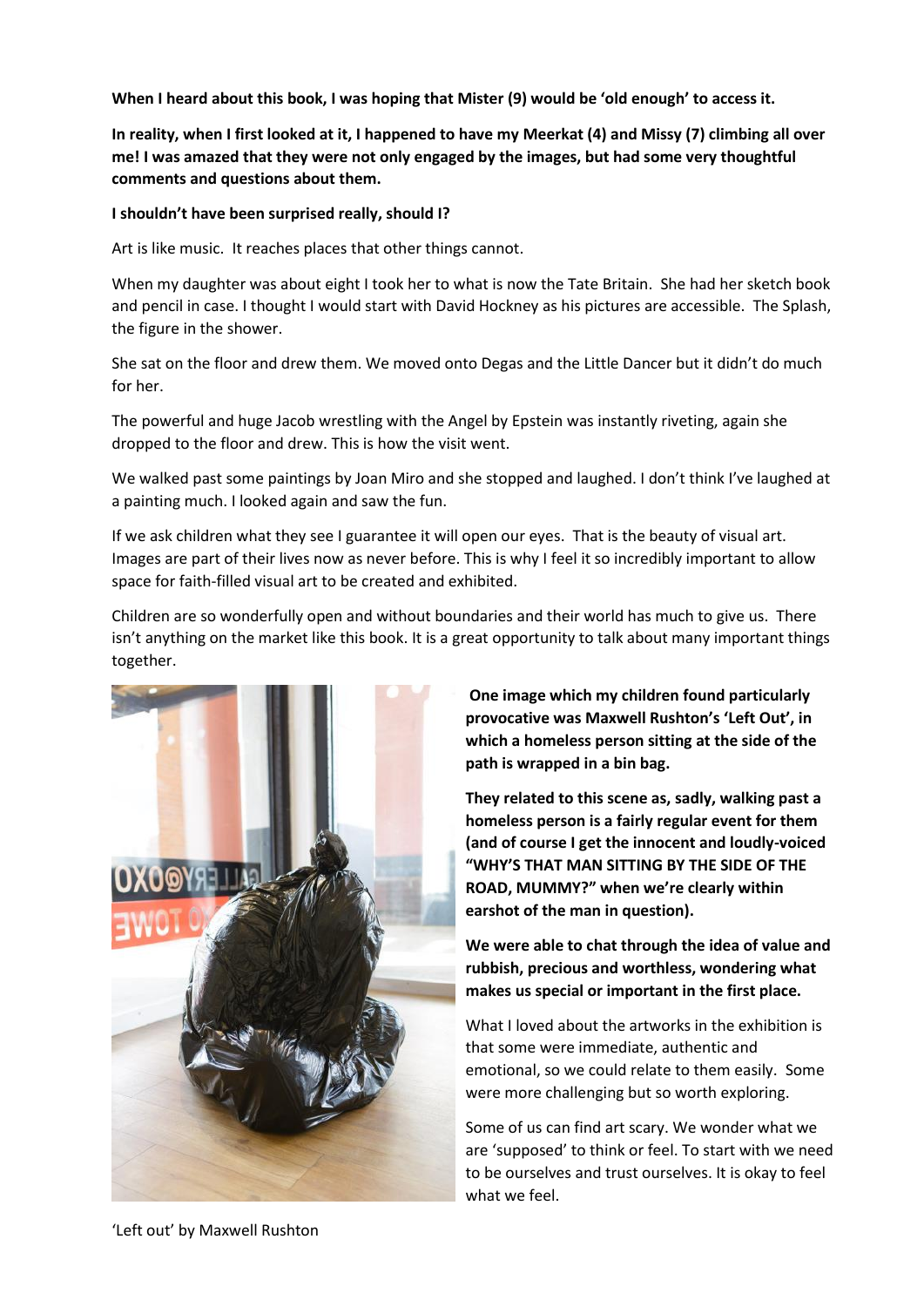**When I heard about this book, I was hoping that Mister (9) would be 'old enough' to access it.**

**In reality, when I first looked at it, I happened to have my Meerkat (4) and Missy (7) climbing all over me! I was amazed that they were not only engaged by the images, but had some very thoughtful comments and questions about them.**

**I shouldn't have been surprised really, should I?**

Art is like music. It reaches places that other things cannot.

When my daughter was about eight I took her to what is now the Tate Britain. She had her sketch book and pencil in case. I thought I would start with David Hockney as his pictures are accessible. The Splash, the figure in the shower.

She sat on the floor and drew them. We moved onto Degas and the Little Dancer but it didn't do much for her.

The powerful and huge Jacob wrestling with the Angel by Epstein was instantly riveting, again she dropped to the floor and drew. This is how the visit went.

We walked past some paintings by Joan Miro and she stopped and laughed. I don't think I've laughed at a painting much. I looked again and saw the fun.

If we ask children what they see I guarantee it will open our eyes. That is the beauty of visual art. Images are part of their lives now as never before. This is why I feel it so incredibly important to allow space for faith-filled visual art to be created and exhibited.

Children are so wonderfully open and without boundaries and their world has much to give us. There isn't anything on the market like this book. It is a great opportunity to talk about many important things together.

**One image which my children found particularly provocative was Maxwell Rushton's 'Left Out', in which a homeless person sitting at the side of the path is wrapped in a bin bag.**

**They related to this scene as, sadly, walking past a homeless person is a fairly regular event for them (and of course I get the innocent and loudly-voiced "WHY'S THAT MAN SITTING BY THE SIDE OF THE ROAD, MUMMY?" when we're clearly within earshot of the man in question).**

**We were able to chat through the idea of value and rubbish, precious and worthless, wondering what makes us special or important in the first place.**

What I loved about the artworks in the exhibition is that some were immediate, authentic and emotional, so we could relate to them easily. Some were more challenging but so worth exploring.

Some of us can find art scary. We wonder what we are 'supposed' to think or feel. To start with we need to be ourselves and trust ourselves. It is okay to feel what we feel.

'Left out' by Maxwell Rushton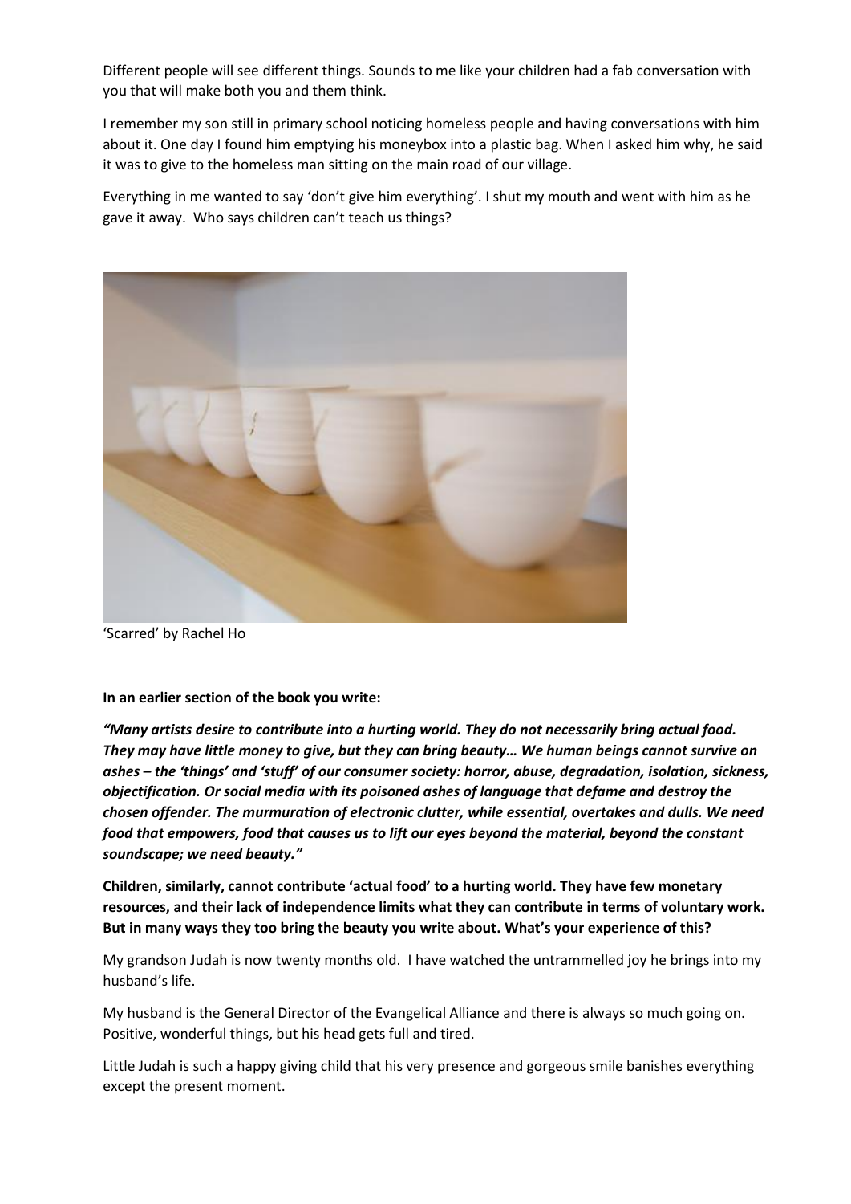Different people will see different things. Sounds to me like your children had a fab conversation with you that will make both you and them think.

I remember my son still in primary school noticing homeless people and having conversations with him about it. One day I found him emptying his moneybox into a plastic bag. When I asked him why, he said it was to give to the homeless man sitting on the main road of our village.

Everything in me wanted to say 'don't give him everything'. I shut my mouth and went with him as he gave it away. Who says children can't teach us things?

'Scarred' by Rachel Ho

**In an earlier section of the book you write:**

***"Many artists desire to contribute into a hurting world. They do not necessarily bring actual food. They may have little money to give, but they can bring beauty… We human beings cannot survive on ashes – the 'things' and 'stuff' of our consumer society: horror, abuse, degradation, isolation, sickness, objectification. Or social media with its poisoned ashes of language that defame and destroy the chosen offender. The murmuration of electronic clutter, while essential, overtakes and dulls. We need food that empowers, food that causes us to lift our eyes beyond the material, beyond the constant soundscape; we need beauty."***

**Children, similarly, cannot contribute 'actual food' to a hurting world. They have few monetary resources, and their lack of independence limits what they can contribute in terms of voluntary work. But in many ways they too bring the beauty you write about. What's your experience of this?**

My grandson Judah is now twenty months old. I have watched the untrammelled joy he brings into my husband's life.

My husband is the General Director of the Evangelical Alliance and there is always so much going on. Positive, wonderful things, but his head gets full and tired.

Little Judah is such a happy giving child that his very presence and gorgeous smile banishes everything except the present moment.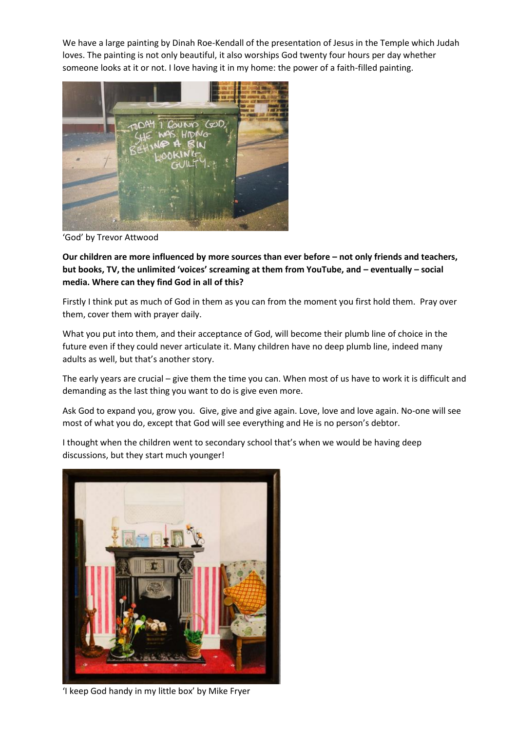We have a large painting by Dinah Roe-Kendall of the presentation of Jesus in the Temple which Judah loves. The painting is not only beautiful, it also worships God twenty four hours per day whether someone looks at it or not. I love having it in my home: the power of a faith-filled painting.

'God' by Trevor Attwood

**Our children are more influenced by more sources than ever before – not only friends and teachers, but books, TV, the unlimited 'voices' screaming at them from YouTube, and – eventually – social media. Where can they find God in all of this?**

Firstly I think put as much of God in them as you can from the moment you first hold them. Pray over them, cover them with prayer daily.

What you put into them, and their acceptance of God, will become their plumb line of choice in the future even if they could never articulate it. Many children have no deep plumb line, indeed many adults as well, but that's another story.

The early years are crucial – give them the time you can. When most of us have to work it is difficult and demanding as the last thing you want to do is give even more.

Ask God to expand you, grow you. Give, give and give again. Love, love and love again. No-one will see most of what you do, except that God will see everything and He is no person's debtor.

I thought when the children went to secondary school that's when we would be having deep discussions, but they start much younger!

'I keep God handy in my little box' by Mike Fryer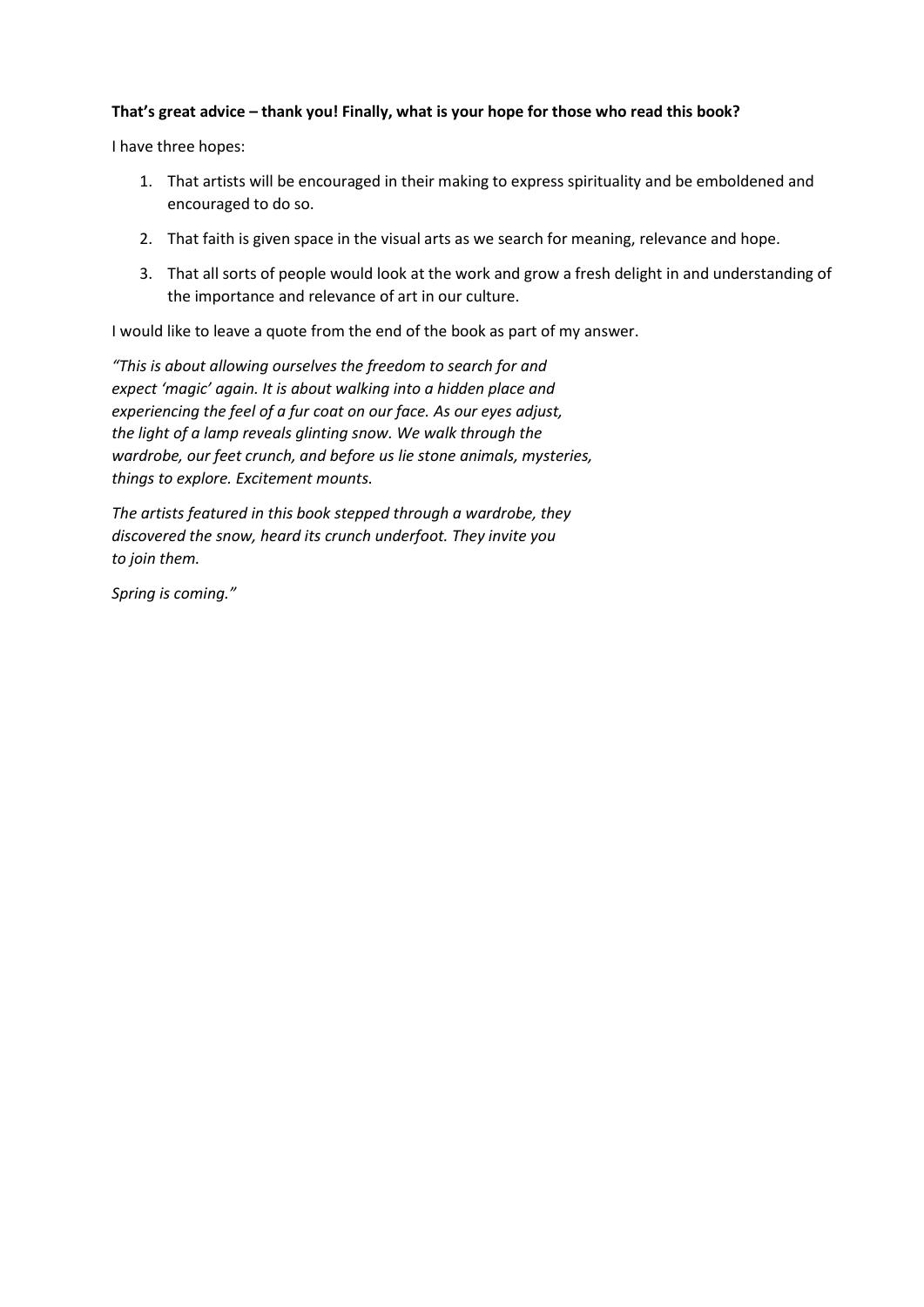**That's great advice – thank you! Finally, what is your hope for those who read this book?**

I have three hopes:

1. That artists will be encouraged in their making to express spirituality and be emboldened and encouraged to do so.
2. That faith is given space in the visual arts as we search for meaning, relevance and hope.
3. That all sorts of people would look at the work and grow a fresh delight in and understanding of the importance and relevance of art in our culture.

I would like to leave a quote from the end of the book as part of my answer.

*"This is about allowing ourselves the freedom to search for and expect 'magic' again. It is about walking into a hidden place and experiencing the feel of a fur coat on our face. As our eyes adjust, the light of a lamp reveals glinting snow. We walk through the wardrobe, our feet crunch, and before us lie stone animals, mysteries, things to explore. Excitement mounts.*

*The artists featured in this book stepped through a wardrobe, they discovered the snow, heard its crunch underfoot. They invite you to join them.*

*Spring is coming."*